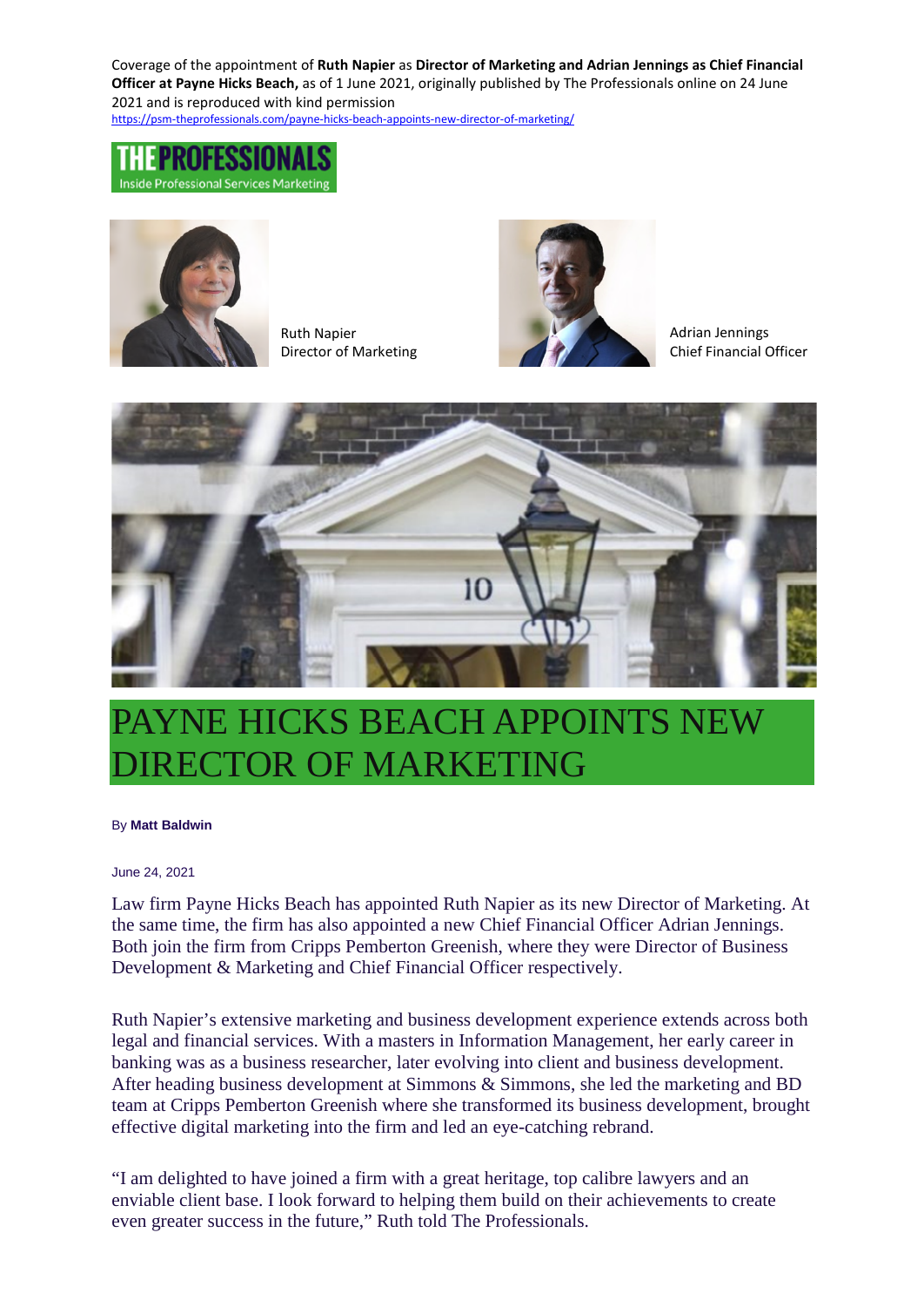Coverage of the appointment of **Ruth Napier** as **Director of Marketing and Adrian Jennings as Chief Financial Officer at Payne Hicks Beach,** as of 1 June 2021, originally published by The Professionals online on 24 June 2021 and is reproduced with kind permission

https://psm-theprofessionals.com/payne-hicks-beach-appoints-new-director-of-marketing/

Ruth Napier
Director of Marketing

Adrian Jennings
Chief Financial Officer

# PAYNE HICKS BEACH APPOINTS NEW DIRECTOR OF MARKETING

By **Matt Baldwin**

June 24, 2021

Law firm Payne Hicks Beach has appointed Ruth Napier as its new Director of Marketing. At the same time, the firm has also appointed a new Chief Financial Officer Adrian Jennings. Both join the firm from Cripps Pemberton Greenish, where they were Director of Business Development & Marketing and Chief Financial Officer respectively.

Ruth Napier's extensive marketing and business development experience extends across both legal and financial services. With a masters in Information Management, her early career in banking was as a business researcher, later evolving into client and business development. After heading business development at Simmons & Simmons, she led the marketing and BD team at Cripps Pemberton Greenish where she transformed its business development, brought effective digital marketing into the firm and led an eye-catching rebrand.

"I am delighted to have joined a firm with a great heritage, top calibre lawyers and an enviable client base. I look forward to helping them build on their achievements to create even greater success in the future," Ruth told The Professionals.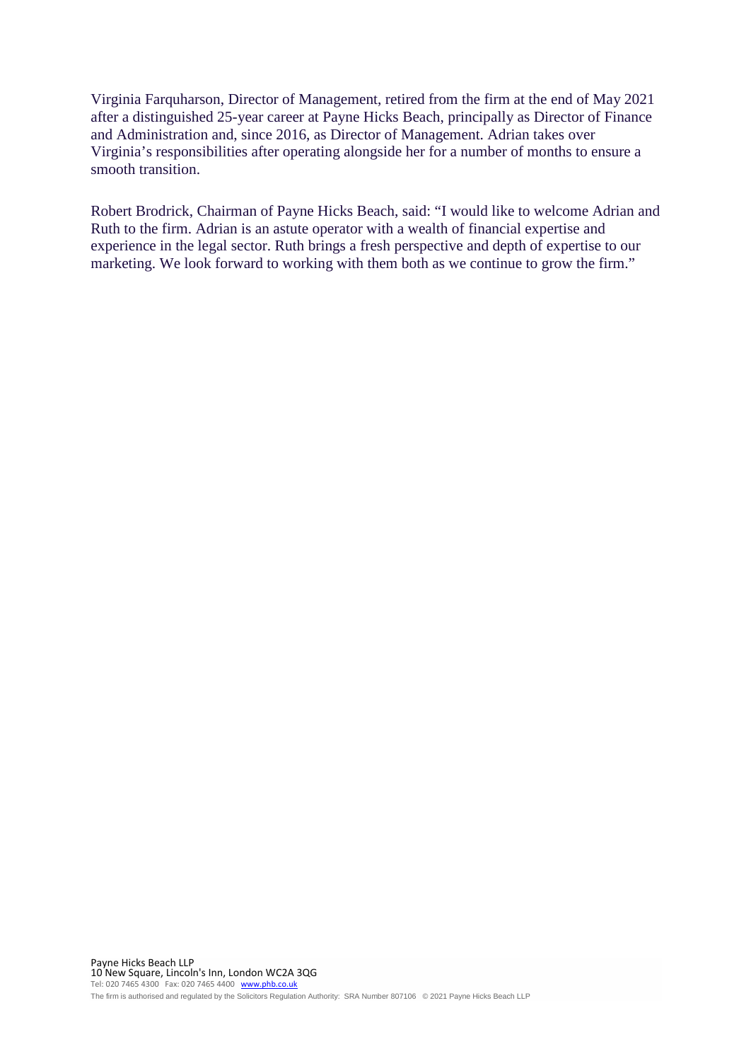Virginia Farquharson, Director of Management, retired from the firm at the end of May 2021 after a distinguished 25-year career at Payne Hicks Beach, principally as Director of Finance and Administration and, since 2016, as Director of Management. Adrian takes over Virginia's responsibilities after operating alongside her for a number of months to ensure a smooth transition.

Robert Brodrick, Chairman of Payne Hicks Beach, said: "I would like to welcome Adrian and Ruth to the firm. Adrian is an astute operator with a wealth of financial expertise and experience in the legal sector. Ruth brings a fresh perspective and depth of expertise to our marketing. We look forward to working with them both as we continue to grow the firm."

Payne Hicks Beach LLP
10 New Square, Lincoln's Inn, London WC2A 3QG
Tel: 020 7465 4300 Fax: 020 7465 4400 www.phb.co.uk
The firm is authorised and regulated by the Solicitors Regulation Authority: SRA Number 807106 © 2021 Payne Hicks Beach LLP